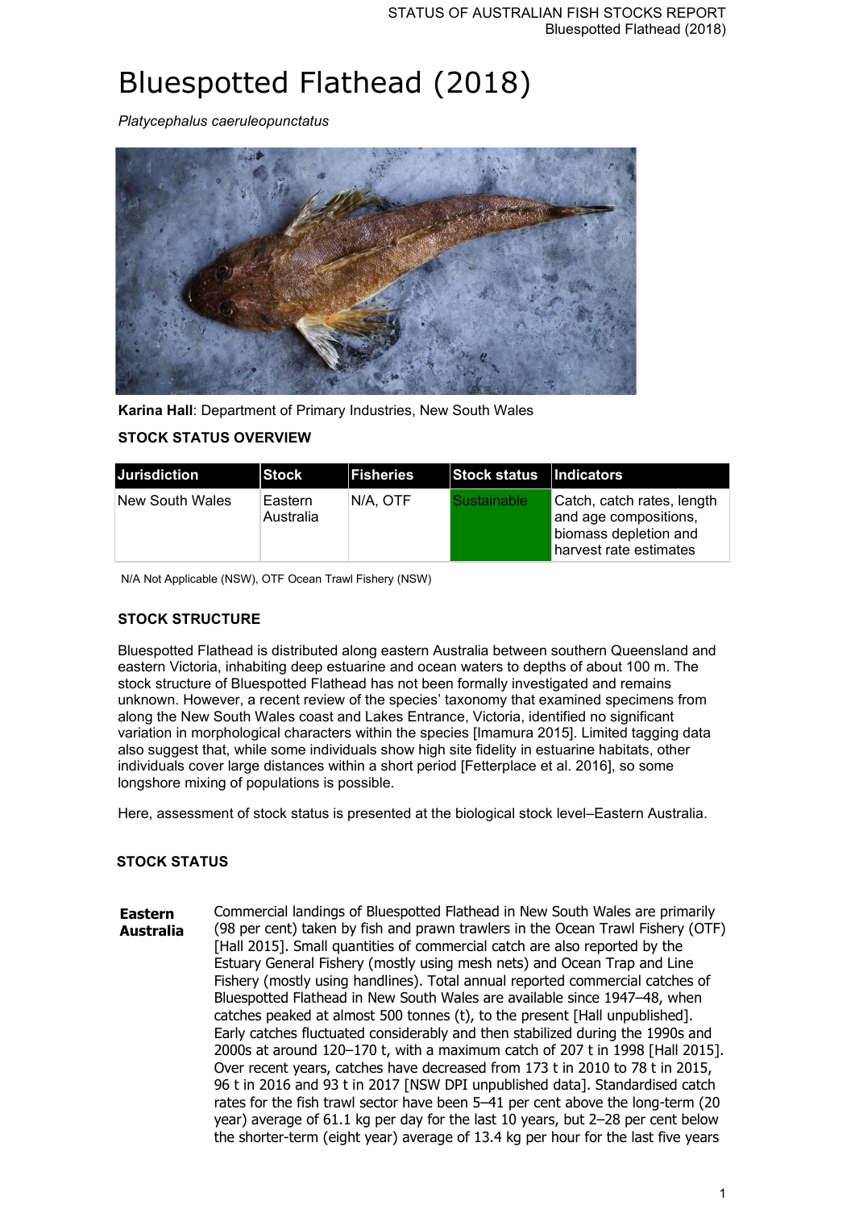# Bluespotted Flathead (2018)

*Platycephalus caeruleopunctatus*

**Karina Hall**: Department of Primary Industries, New South Wales

### STOCK STATUS OVERVIEW

| Jurisdiction | Stock | Fisheries | Stock status | Indicators |
|---|---|---|---|---|
| New South Wales | Eastern Australia | N/A, OTF | Sustainable | Catch, catch rates, length and age compositions, biomass depletion and harvest rate estimates |

N/A Not Applicable (NSW), OTF Ocean Trawl Fishery (NSW)

### STOCK STRUCTURE

Bluespotted Flathead is distributed along eastern Australia between southern Queensland and eastern Victoria, inhabiting deep estuarine and ocean waters to depths of about 100 m. The stock structure of Bluespotted Flathead has not been formally investigated and remains unknown. However, a recent review of the species' taxonomy that examined specimens from along the New South Wales coast and Lakes Entrance, Victoria, identified no significant variation in morphological characters within the species [Imamura 2015]. Limited tagging data also suggest that, while some individuals show high site fidelity in estuarine habitats, other individuals cover large distances within a short period [Fetterplace et al. 2016], so some longshore mixing of populations is possible.

Here, assessment of stock status is presented at the biological stock level–Eastern Australia.

### STOCK STATUS

**Eastern Australia**

Commercial landings of Bluespotted Flathead in New South Wales are primarily (98 per cent) taken by fish and prawn trawlers in the Ocean Trawl Fishery (OTF) [Hall 2015]. Small quantities of commercial catch are also reported by the Estuary General Fishery (mostly using mesh nets) and Ocean Trap and Line Fishery (mostly using handlines). Total annual reported commercial catches of Bluespotted Flathead in New South Wales are available since 1947–48, when catches peaked at almost 500 tonnes (t), to the present [Hall unpublished]. Early catches fluctuated considerably and then stabilized during the 1990s and 2000s at around 120–170 t, with a maximum catch of 207 t in 1998 [Hall 2015]. Over recent years, catches have decreased from 173 t in 2010 to 78 t in 2015, 96 t in 2016 and 93 t in 2017 [NSW DPI unpublished data]. Standardised catch rates for the fish trawl sector have been 5–41 per cent above the long-term (20 year) average of 61.1 kg per day for the last 10 years, but 2–28 per cent below the shorter-term (eight year) average of 13.4 kg per hour for the last five years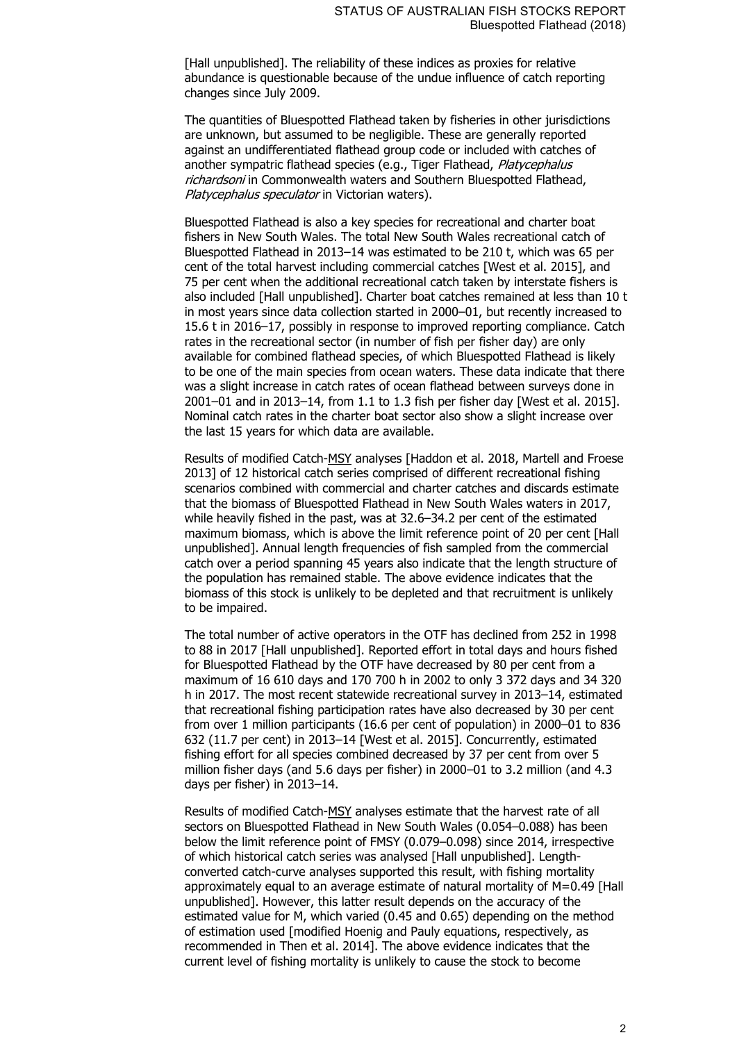[Hall unpublished]. The reliability of these indices as proxies for relative abundance is questionable because of the undue influence of catch reporting changes since July 2009.

The quantities of Bluespotted Flathead taken by fisheries in other jurisdictions are unknown, but assumed to be negligible. These are generally reported against an undifferentiated flathead group code or included with catches of another sympatric flathead species (e.g., Tiger Flathead, *Platycephalus richardsoni* in Commonwealth waters and Southern Bluespotted Flathead, *Platycephalus speculator* in Victorian waters).

Bluespotted Flathead is also a key species for recreational and charter boat fishers in New South Wales. The total New South Wales recreational catch of Bluespotted Flathead in 2013–14 was estimated to be 210 t, which was 65 per cent of the total harvest including commercial catches [West et al. 2015], and 75 per cent when the additional recreational catch taken by interstate fishers is also included [Hall unpublished]. Charter boat catches remained at less than 10 t in most years since data collection started in 2000–01, but recently increased to 15.6 t in 2016–17, possibly in response to improved reporting compliance. Catch rates in the recreational sector (in number of fish per fisher day) are only available for combined flathead species, of which Bluespotted Flathead is likely to be one of the main species from ocean waters. These data indicate that there was a slight increase in catch rates of ocean flathead between surveys done in 2001–01 and in 2013–14, from 1.1 to 1.3 fish per fisher day [West et al. 2015]. Nominal catch rates in the charter boat sector also show a slight increase over the last 15 years for which data are available.

Results of modified Catch-MSY analyses [Haddon et al. 2018, Martell and Froese 2013] of 12 historical catch series comprised of different recreational fishing scenarios combined with commercial and charter catches and discards estimate that the biomass of Bluespotted Flathead in New South Wales waters in 2017, while heavily fished in the past, was at 32.6–34.2 per cent of the estimated maximum biomass, which is above the limit reference point of 20 per cent [Hall unpublished]. Annual length frequencies of fish sampled from the commercial catch over a period spanning 45 years also indicate that the length structure of the population has remained stable. The above evidence indicates that the biomass of this stock is unlikely to be depleted and that recruitment is unlikely to be impaired.

The total number of active operators in the OTF has declined from 252 in 1998 to 88 in 2017 [Hall unpublished]. Reported effort in total days and hours fished for Bluespotted Flathead by the OTF have decreased by 80 per cent from a maximum of 16 610 days and 170 700 h in 2002 to only 3 372 days and 34 320 h in 2017. The most recent statewide recreational survey in 2013–14, estimated that recreational fishing participation rates have also decreased by 30 per cent from over 1 million participants (16.6 per cent of population) in 2000–01 to 836 632 (11.7 per cent) in 2013–14 [West et al. 2015]. Concurrently, estimated fishing effort for all species combined decreased by 37 per cent from over 5 million fisher days (and 5.6 days per fisher) in 2000–01 to 3.2 million (and 4.3 days per fisher) in 2013–14.

Results of modified Catch-MSY analyses estimate that the harvest rate of all sectors on Bluespotted Flathead in New South Wales (0.054–0.088) has been below the limit reference point of FMSY (0.079–0.098) since 2014, irrespective of which historical catch series was analysed [Hall unpublished]. Length-converted catch-curve analyses supported this result, with fishing mortality approximately equal to an average estimate of natural mortality of M=0.49 [Hall unpublished]. However, this latter result depends on the accuracy of the estimated value for M, which varied (0.45 and 0.65) depending on the method of estimation used [modified Hoenig and Pauly equations, respectively, as recommended in Then et al. 2014]. The above evidence indicates that the current level of fishing mortality is unlikely to cause the stock to become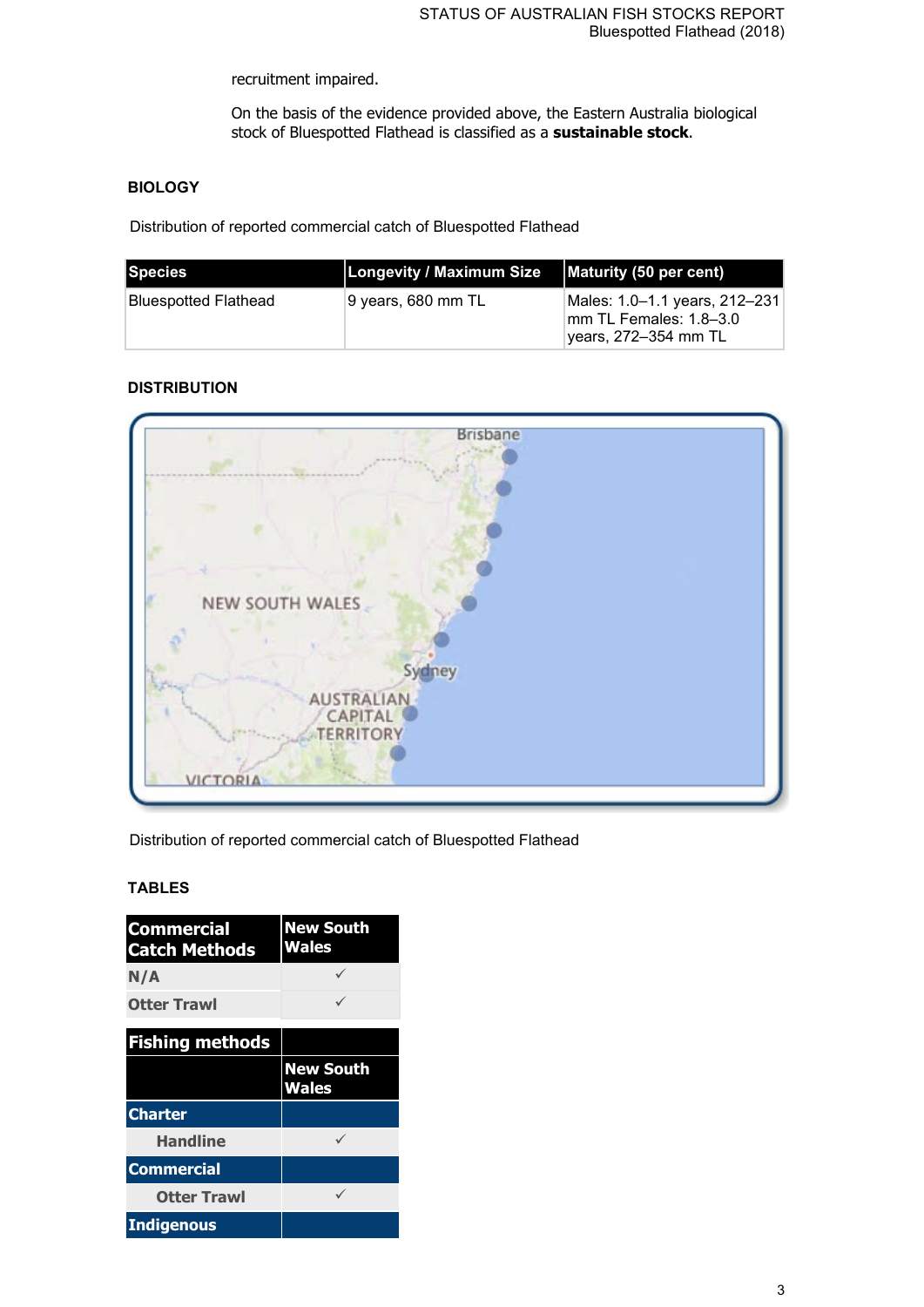recruitment impaired.

On the basis of the evidence provided above, the Eastern Australia biological stock of Bluespotted Flathead is classified as a **sustainable stock**.

## BIOLOGY

Distribution of reported commercial catch of Bluespotted Flathead

| Species | Longevity / Maximum Size | Maturity (50 per cent) |
|---|---|---|
| Bluespotted Flathead | 9 years, 680 mm TL | Males: 1.0–1.1 years, 212–231 mm TL Females: 1.8–3.0 years, 272–354 mm TL |

## DISTRIBUTION

Distribution of reported commercial catch of Bluespotted Flathead

## TABLES

| Commercial Catch Methods | New South Wales |
|---|---|
| N/A | ✓ |
| Otter Trawl | ✓ |

| Fishing methods | |
|---|---|
| | New South Wales |
| **Charter** | |
| Handline | ✓ |
| **Commercial** | |
| Otter Trawl | ✓ |
| **Indigenous** | |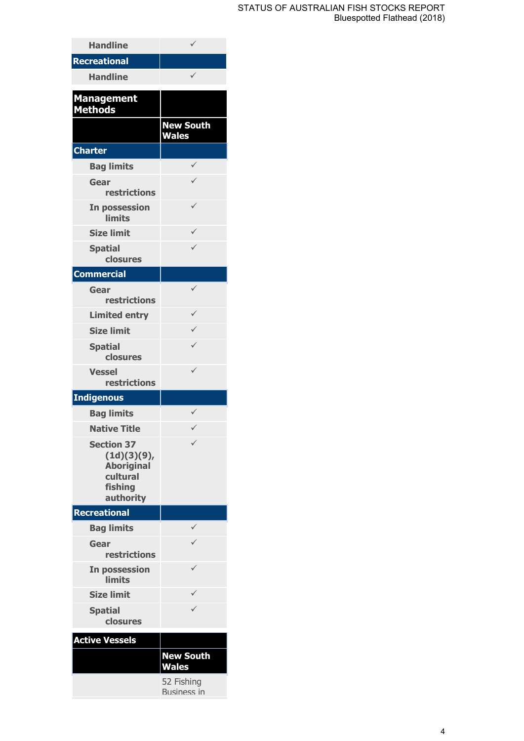| | |
|---|---|
| Handline | ✓ |
| **Recreational** | |
| Handline | ✓ |

| **Management Methods** | |
|---|---|
| | **New South Wales** |
| **Charter** | |
| Bag limits | ✓ |
| Gear restrictions | ✓ |
| In possession limits | ✓ |
| Size limit | ✓ |
| Spatial closures | ✓ |
| **Commercial** | |
| Gear restrictions | ✓ |
| Limited entry | ✓ |
| Size limit | ✓ |
| Spatial closures | ✓ |
| Vessel restrictions | ✓ |
| **Indigenous** | |
| Bag limits | ✓ |
| Native Title | ✓ |
| Section 37 (1d)(3)(9), Aboriginal cultural fishing authority | ✓ |
| **Recreational** | |
| Bag limits | ✓ |
| Gear restrictions | ✓ |
| In possession limits | ✓ |
| Size limit | ✓ |
| Spatial closures | ✓ |

| **Active Vessels** | |
|---|---|
| | **New South Wales** |
| | 52 Fishing Business in |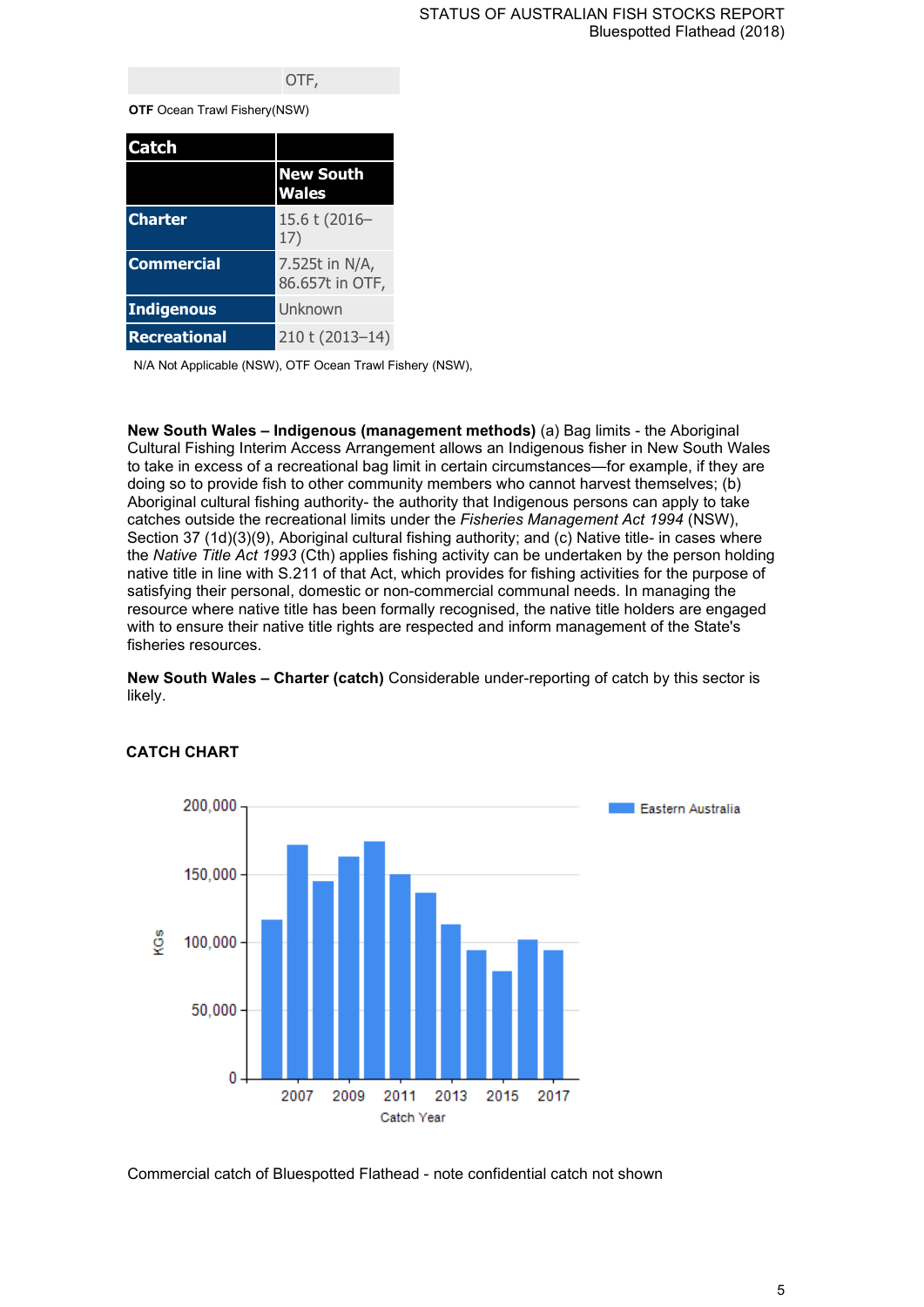| | OTF, |
|---|---|

**OTF** Ocean Trawl Fishery(NSW)

| Catch | |
|---|---|
| | New South Wales |
| Charter | 15.6 t (2016–17) |
| Commercial | 7.525t in N/A, 86.657t in OTF, |
| Indigenous | Unknown |
| Recreational | 210 t (2013–14) |

N/A Not Applicable (NSW), OTF Ocean Trawl Fishery (NSW),

**New South Wales – Indigenous (management methods)** (a) Bag limits - the Aboriginal Cultural Fishing Interim Access Arrangement allows an Indigenous fisher in New South Wales to take in excess of a recreational bag limit in certain circumstances—for example, if they are doing so to provide fish to other community members who cannot harvest themselves; (b) Aboriginal cultural fishing authority- the authority that Indigenous persons can apply to take catches outside the recreational limits under the *Fisheries Management Act 1994* (NSW), Section 37 (1d)(3)(9), Aboriginal cultural fishing authority; and (c) Native title- in cases where the *Native Title Act 1993* (Cth) applies fishing activity can be undertaken by the person holding native title in line with S.211 of that Act, which provides for fishing activities for the purpose of satisfying their personal, domestic or non-commercial communal needs. In managing the resource where native title has been formally recognised, the native title holders are engaged with to ensure their native title rights are respected and inform management of the State's fisheries resources.

**New South Wales – Charter (catch)** Considerable under-reporting of catch by this sector is likely.

## CATCH CHART

Commercial catch of Bluespotted Flathead - note confidential catch not shown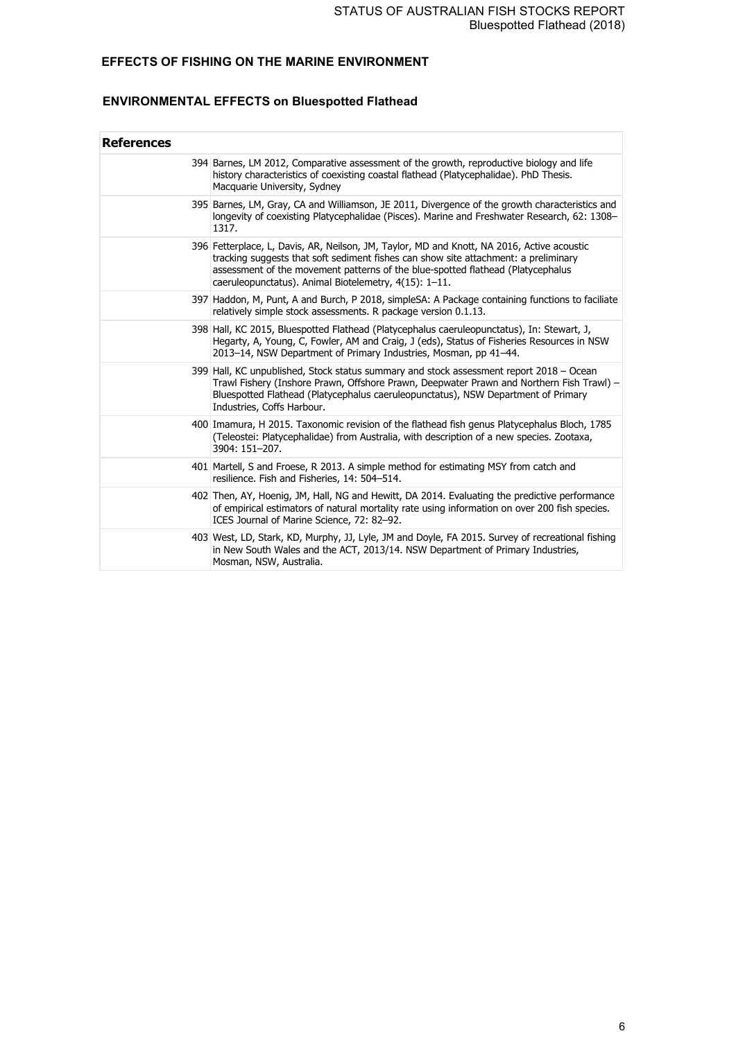## EFFECTS OF FISHING ON THE MARINE ENVIRONMENT

## ENVIRONMENTAL EFFECTS on Bluespotted Flathead

| **References** | |
|---|---|
| 394 | Barnes, LM 2012, Comparative assessment of the growth, reproductive biology and life history characteristics of coexisting coastal flathead (Platycephalidae). PhD Thesis. Macquarie University, Sydney |
| 395 | Barnes, LM, Gray, CA and Williamson, JE 2011, Divergence of the growth characteristics and longevity of coexisting Platycephalidae (Pisces). Marine and Freshwater Research, 62: 1308–1317. |
| 396 | Fetterplace, L, Davis, AR, Neilson, JM, Taylor, MD and Knott, NA 2016, Active acoustic tracking suggests that soft sediment fishes can show site attachment: a preliminary assessment of the movement patterns of the blue-spotted flathead (Platycephalus caeruleopunctatus). Animal Biotelemetry, 4(15): 1–11. |
| 397 | Haddon, M, Punt, A and Burch, P 2018, simpleSA: A Package containing functions to faciliate relatively simple stock assessments. R package version 0.1.13. |
| 398 | Hall, KC 2015, Bluespotted Flathead (Platycephalus caeruleopunctatus), In: Stewart, J, Hegarty, A, Young, C, Fowler, AM and Craig, J (eds), Status of Fisheries Resources in NSW 2013–14, NSW Department of Primary Industries, Mosman, pp 41–44. |
| 399 | Hall, KC unpublished, Stock status summary and stock assessment report 2018 – Ocean Trawl Fishery (Inshore Prawn, Offshore Prawn, Deepwater Prawn and Northern Fish Trawl) – Bluespotted Flathead (Platycephalus caeruleopunctatus), NSW Department of Primary Industries, Coffs Harbour. |
| 400 | Imamura, H 2015. Taxonomic revision of the flathead fish genus Platycephalus Bloch, 1785 (Teleostei: Platycephalidae) from Australia, with description of a new species. Zootaxa, 3904: 151–207. |
| 401 | Martell, S and Froese, R 2013. A simple method for estimating MSY from catch and resilience. Fish and Fisheries, 14: 504–514. |
| 402 | Then, AY, Hoenig, JM, Hall, NG and Hewitt, DA 2014. Evaluating the predictive performance of empirical estimators of natural mortality rate using information on over 200 fish species. ICES Journal of Marine Science, 72: 82–92. |
| 403 | West, LD, Stark, KD, Murphy, JJ, Lyle, JM and Doyle, FA 2015. Survey of recreational fishing in New South Wales and the ACT, 2013/14. NSW Department of Primary Industries, Mosman, NSW, Australia. |